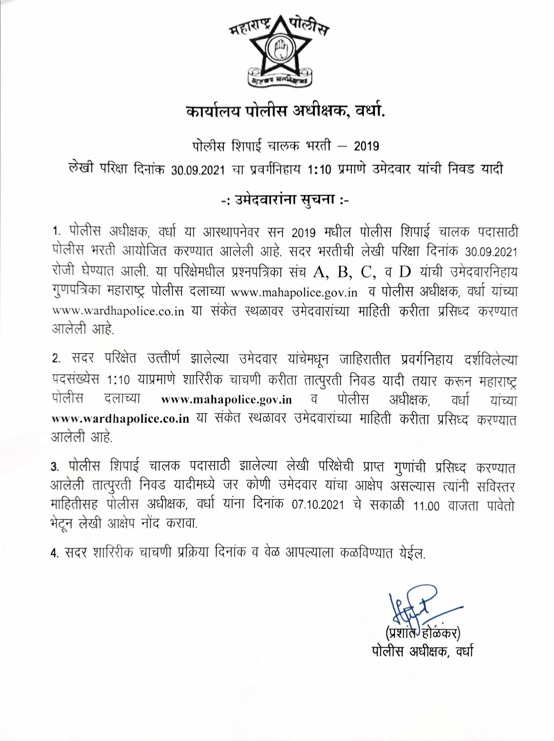# कार्यालय पोलीस अधीक्षक, वर्धा.

पोलीस शिपाई चालक भरती – 2019

लेखी परिक्षा दिनांक 30.09.2021 चा प्रवर्गनिहाय 1:10 प्रमाणे उमेदवार यांची निवड यादी

## -: उमेदवारांना सुचना :-

1. पोलीस अधीक्षक, वर्धा या आस्थापनेवर सन 2019 मधील पोलीस शिपाई चालक पदासाठी पोलीस भरती आयोजित करण्यात आलेली आहे. सदर भरतीची लेखी परिक्षा दिनांक 30.09.2021 रोजी घेण्यात आली. या परिक्षेमधील प्रश्नपत्रिका संच A, B, C, व D यांची उमेदवारनिहाय गुणपत्रिका महाराष्ट्र पोलीस दलाच्या www.mahapolice.gov.in व पोलीस अधीक्षक, वर्धा यांच्या www.wardhapolice.co.in या संकेत स्थळावर उमेदवारांच्या माहिती करीता प्रसिध्द करण्यात आलेली आहे.

2. सदर परिक्षेत उत्तीर्ण झालेल्या उमेदवार यांचेमधून जाहिरातीत प्रवर्गनिहाय दर्शविलेल्या पदसंख्येस 1:10 याप्रमाणे शारिरीक चाचणी करीता तात्पुरती निवड यादी तयार करून महाराष्ट्र पोलीस दलाच्या **www.mahapolice.gov.in** व पोलीस अधीक्षक, वर्धा यांच्या **www.wardhapolice.co.in** या संकेत स्थळावर उमेदवारांच्या माहिती करीता प्रसिध्द करण्यात आलेली आहे.

3. पोलीस शिपाई चालक पदासाठी झालेल्या लेखी परिक्षेची प्राप्त गुणांची प्रसिध्द करण्यात आलेली तात्पुरती निवड यादीमध्ये जर कोणी उमेदवार यांचा आक्षेप असल्यास त्यांनी सविस्तर माहितीसह पोलीस अधीक्षक, वर्धा यांना दिनांक 07.10.2021 चे सकाळी 11.00 वाजता पावेतो भेटून लेखी आक्षेप नोंद करावा.

4. सदर शारिरीक चाचणी प्रक्रिया दिनांक व वेळ आपल्याला कळविण्यात येईल.

(प्रशांत होळकर)
पोलीस अधीक्षक, वर्धा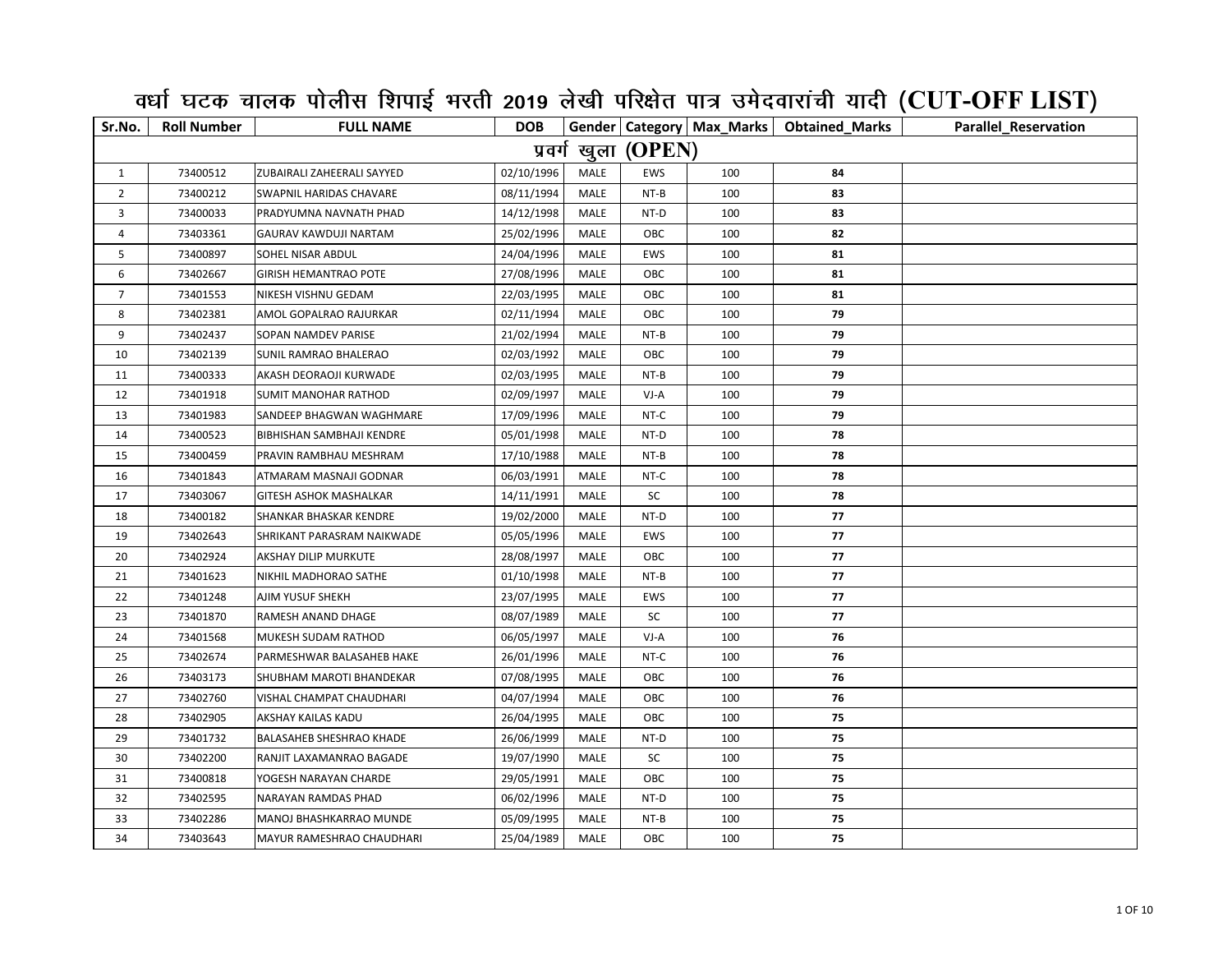# वर्धा घटक चालक पोलीस शिपाई भरती 2019 लेखी परिक्षेत पात्र उमेदवारांची यादी (CUT-OFF LIST)

| Sr.No. | Roll Number | FULL NAME | DOB | Gender | Category | Max_Marks | Obtained_Marks | Parallel_Reservation |
|---|---|---|---|---|---|---|---|---|
| प्रवर्ग खुला (OPEN) | | | | | | | | |
| 1 | 73400512 | ZUBAIRALI ZAHEERALI SAYYED | 02/10/1996 | MALE | EWS | 100 | **84** | |
| 2 | 73400212 | SWAPNIL HARIDAS CHAVARE | 08/11/1994 | MALE | NT-B | 100 | **83** | |
| 3 | 73400033 | PRADYUMNA NAVNATH PHAD | 14/12/1998 | MALE | NT-D | 100 | **83** | |
| 4 | 73403361 | GAURAV KAWDUJI NARTAM | 25/02/1996 | MALE | OBC | 100 | **82** | |
| 5 | 73400897 | SOHEL NISAR ABDUL | 24/04/1996 | MALE | EWS | 100 | **81** | |
| 6 | 73402667 | GIRISH HEMANTRAO POTE | 27/08/1996 | MALE | OBC | 100 | **81** | |
| 7 | 73401553 | NIKESH VISHNU GEDAM | 22/03/1995 | MALE | OBC | 100 | **81** | |
| 8 | 73402381 | AMOL GOPALRAO RAJURKAR | 02/11/1994 | MALE | OBC | 100 | **79** | |
| 9 | 73402437 | SOPAN NAMDEV PARISE | 21/02/1994 | MALE | NT-B | 100 | **79** | |
| 10 | 73402139 | SUNIL RAMRAO BHALERAO | 02/03/1992 | MALE | OBC | 100 | **79** | |
| 11 | 73400333 | AKASH DEORAOJI KURWADE | 02/03/1995 | MALE | NT-B | 100 | **79** | |
| 12 | 73401918 | SUMIT MANOHAR RATHOD | 02/09/1997 | MALE | VJ-A | 100 | **79** | |
| 13 | 73401983 | SANDEEP BHAGWAN WAGHMARE | 17/09/1996 | MALE | NT-C | 100 | **79** | |
| 14 | 73400523 | BIBHISHAN SAMBHAJI KENDRE | 05/01/1998 | MALE | NT-D | 100 | **78** | |
| 15 | 73400459 | PRAVIN RAMBHAU MESHRAM | 17/10/1988 | MALE | NT-B | 100 | **78** | |
| 16 | 73401843 | ATMARAM MASNAJI GODNAR | 06/03/1991 | MALE | NT-C | 100 | **78** | |
| 17 | 73403067 | GITESH ASHOK MASHALKAR | 14/11/1991 | MALE | SC | 100 | **78** | |
| 18 | 73400182 | SHANKAR BHASKAR KENDRE | 19/02/2000 | MALE | NT-D | 100 | **77** | |
| 19 | 73402643 | SHRIKANT PARASRAM NAIKWADE | 05/05/1996 | MALE | EWS | 100 | **77** | |
| 20 | 73402924 | AKSHAY DILIP MURKUTE | 28/08/1997 | MALE | OBC | 100 | **77** | |
| 21 | 73401623 | NIKHIL MADHORAO SATHE | 01/10/1998 | MALE | NT-B | 100 | **77** | |
| 22 | 73401248 | AJIM YUSUF SHEKH | 23/07/1995 | MALE | EWS | 100 | **77** | |
| 23 | 73401870 | RAMESH ANAND DHAGE | 08/07/1989 | MALE | SC | 100 | **77** | |
| 24 | 73401568 | MUKESH SUDAM RATHOD | 06/05/1997 | MALE | VJ-A | 100 | **76** | |
| 25 | 73402674 | PARMESHWAR BALASAHEB HAKE | 26/01/1996 | MALE | NT-C | 100 | **76** | |
| 26 | 73403173 | SHUBHAM MAROTI BHANDEKAR | 07/08/1995 | MALE | OBC | 100 | **76** | |
| 27 | 73402760 | VISHAL CHAMPAT CHAUDHARI | 04/07/1994 | MALE | OBC | 100 | **76** | |
| 28 | 73402905 | AKSHAY KAILAS KADU | 26/04/1995 | MALE | OBC | 100 | **75** | |
| 29 | 73401732 | BALASAHEB SHESHRAO KHADE | 26/06/1999 | MALE | NT-D | 100 | **75** | |
| 30 | 73402200 | RANJIT LAXAMANRAO BAGADE | 19/07/1990 | MALE | SC | 100 | **75** | |
| 31 | 73400818 | YOGESH NARAYAN CHARDE | 29/05/1991 | MALE | OBC | 100 | **75** | |
| 32 | 73402595 | NARAYAN RAMDAS PHAD | 06/02/1996 | MALE | NT-D | 100 | **75** | |
| 33 | 73402286 | MANOJ BHASHKARRAO MUNDE | 05/09/1995 | MALE | NT-B | 100 | **75** | |
| 34 | 73403643 | MAYUR RAMESHRAO CHAUDHARI | 25/04/1989 | MALE | OBC | 100 | **75** | |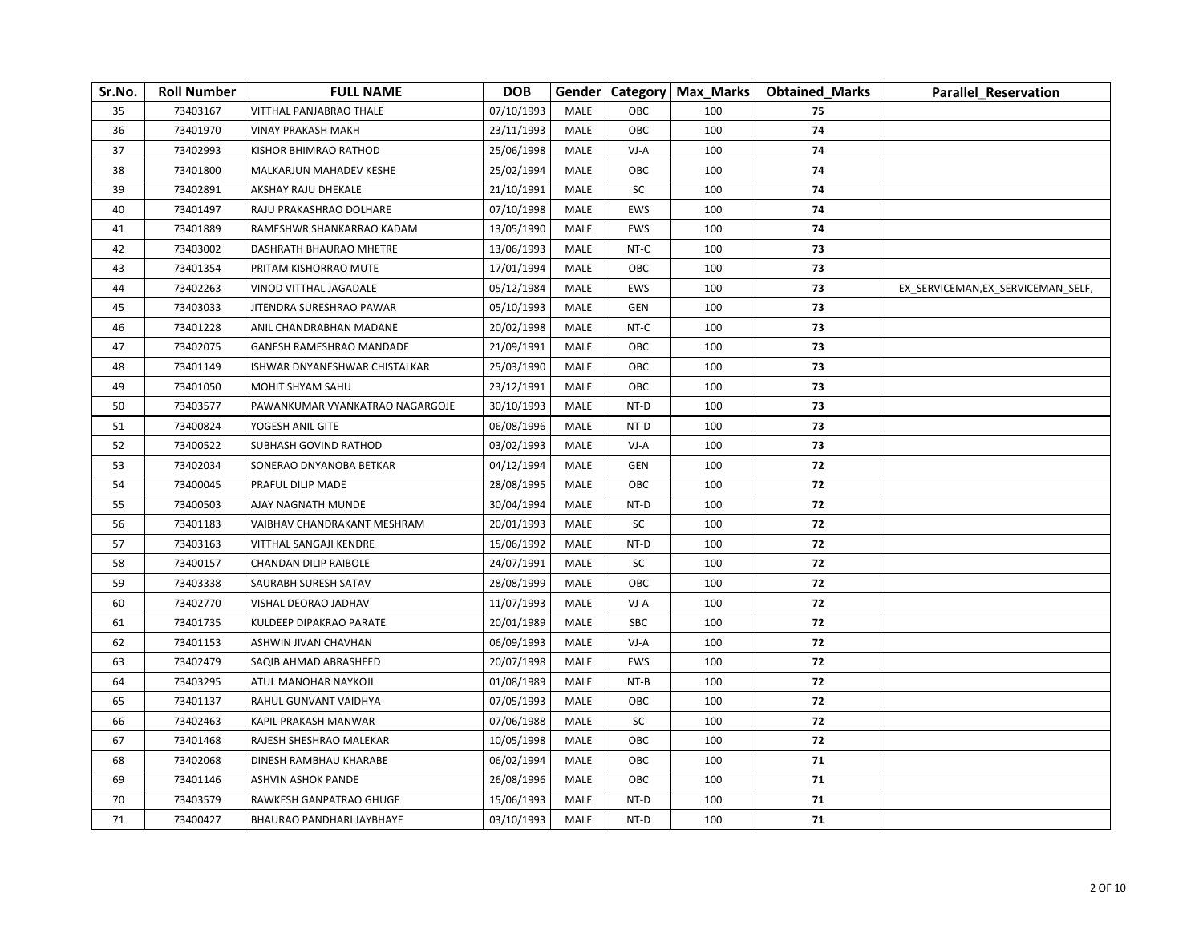| Sr.No. | Roll Number | FULL NAME | DOB | Gender | Category | Max_Marks | Obtained_Marks | Parallel_Reservation |
|---|---|---|---|---|---|---|---|---|
| 35 | 73403167 | VITTHAL PANJABRAO THALE | 07/10/1993 | MALE | OBC | 100 | 75 | |
| 36 | 73401970 | VINAY PRAKASH MAKH | 23/11/1993 | MALE | OBC | 100 | 74 | |
| 37 | 73402993 | KISHOR BHIMRAO RATHOD | 25/06/1998 | MALE | VJ-A | 100 | 74 | |
| 38 | 73401800 | MALKARJUN MAHADEV KESHE | 25/02/1994 | MALE | OBC | 100 | 74 | |
| 39 | 73402891 | AKSHAY RAJU DHEKALE | 21/10/1991 | MALE | SC | 100 | 74 | |
| 40 | 73401497 | RAJU PRAKASHRAO DOLHARE | 07/10/1998 | MALE | EWS | 100 | 74 | |
| 41 | 73401889 | RAMESHWR SHANKARRAO KADAM | 13/05/1990 | MALE | EWS | 100 | 74 | |
| 42 | 73403002 | DASHRATH BHAURAO MHETRE | 13/06/1993 | MALE | NT-C | 100 | 73 | |
| 43 | 73401354 | PRITAM KISHORRAO MUTE | 17/01/1994 | MALE | OBC | 100 | 73 | |
| 44 | 73402263 | VINOD VITTHAL JAGADALE | 05/12/1984 | MALE | EWS | 100 | 73 | EX_SERVICEMAN,EX_SERVICEMAN_SELF, |
| 45 | 73403033 | JITENDRA SURESHRAO PAWAR | 05/10/1993 | MALE | GEN | 100 | 73 | |
| 46 | 73401228 | ANIL CHANDRABHAN MADANE | 20/02/1998 | MALE | NT-C | 100 | 73 | |
| 47 | 73402075 | GANESH RAMESHRAO MANDADE | 21/09/1991 | MALE | OBC | 100 | 73 | |
| 48 | 73401149 | ISHWAR DNYANESHWAR CHISTALKAR | 25/03/1990 | MALE | OBC | 100 | 73 | |
| 49 | 73401050 | MOHIT SHYAM SAHU | 23/12/1991 | MALE | OBC | 100 | 73 | |
| 50 | 73403577 | PAWANKUMAR VYANKATRAO NAGARGOJE | 30/10/1993 | MALE | NT-D | 100 | 73 | |
| 51 | 73400824 | YOGESH ANIL GITE | 06/08/1996 | MALE | NT-D | 100 | 73 | |
| 52 | 73400522 | SUBHASH GOVIND RATHOD | 03/02/1993 | MALE | VJ-A | 100 | 73 | |
| 53 | 73402034 | SONERAO DNYANOBA BETKAR | 04/12/1994 | MALE | GEN | 100 | 72 | |
| 54 | 73400045 | PRAFUL DILIP MADE | 28/08/1995 | MALE | OBC | 100 | 72 | |
| 55 | 73400503 | AJAY NAGNATH MUNDE | 30/04/1994 | MALE | NT-D | 100 | 72 | |
| 56 | 73401183 | VAIBHAV CHANDRAKANT MESHRAM | 20/01/1993 | MALE | SC | 100 | 72 | |
| 57 | 73403163 | VITTHAL SANGAJI KENDRE | 15/06/1992 | MALE | NT-D | 100 | 72 | |
| 58 | 73400157 | CHANDAN DILIP RAIBOLE | 24/07/1991 | MALE | SC | 100 | 72 | |
| 59 | 73403338 | SAURABH SURESH SATAV | 28/08/1999 | MALE | OBC | 100 | 72 | |
| 60 | 73402770 | VISHAL DEORAO JADHAV | 11/07/1993 | MALE | VJ-A | 100 | 72 | |
| 61 | 73401735 | KULDEEP DIPAKRAO PARATE | 20/01/1989 | MALE | SBC | 100 | 72 | |
| 62 | 73401153 | ASHWIN JIVAN CHAVHAN | 06/09/1993 | MALE | VJ-A | 100 | 72 | |
| 63 | 73402479 | SAQIB AHMAD ABRASHEED | 20/07/1998 | MALE | EWS | 100 | 72 | |
| 64 | 73403295 | ATUL MANOHAR NAYKOJI | 01/08/1989 | MALE | NT-B | 100 | 72 | |
| 65 | 73401137 | RAHUL GUNVANT VAIDHYA | 07/05/1993 | MALE | OBC | 100 | 72 | |
| 66 | 73402463 | KAPIL PRAKASH MANWAR | 07/06/1988 | MALE | SC | 100 | 72 | |
| 67 | 73401468 | RAJESH SHESHRAO MALEKAR | 10/05/1998 | MALE | OBC | 100 | 72 | |
| 68 | 73402068 | DINESH RAMBHAU KHARABE | 06/02/1994 | MALE | OBC | 100 | 71 | |
| 69 | 73401146 | ASHVIN ASHOK PANDE | 26/08/1996 | MALE | OBC | 100 | 71 | |
| 70 | 73403579 | RAWKESH GANPATRAO GHUGE | 15/06/1993 | MALE | NT-D | 100 | 71 | |
| 71 | 73400427 | BHAURAO PANDHARI JAYBHAYE | 03/10/1993 | MALE | NT-D | 100 | 71 | |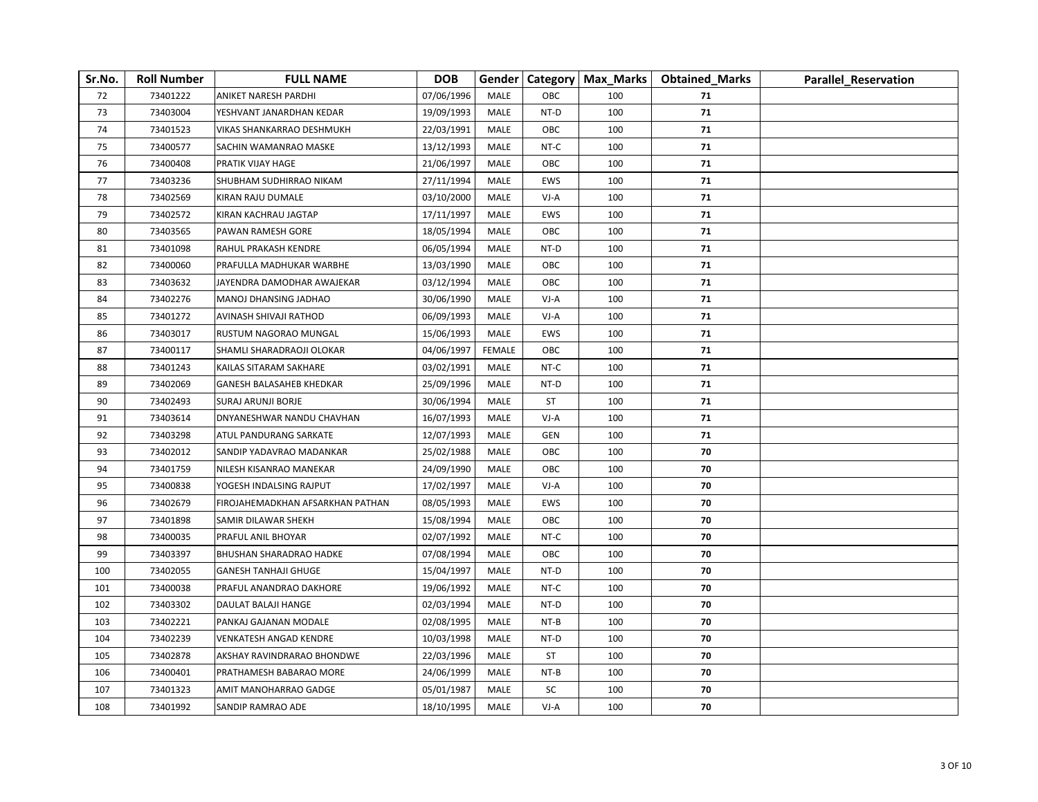| Sr.No. | Roll Number | FULL NAME | DOB | Gender | Category | Max_Marks | Obtained_Marks | Parallel_Reservation |
|---|---|---|---|---|---|---|---|---|
| 72 | 73401222 | ANIKET NARESH PARDHI | 07/06/1996 | MALE | OBC | 100 | **71** | |
| 73 | 73403004 | YESHVANT JANARDHAN KEDAR | 19/09/1993 | MALE | NT-D | 100 | **71** | |
| 74 | 73401523 | VIKAS SHANKARRAO DESHMUKH | 22/03/1991 | MALE | OBC | 100 | **71** | |
| 75 | 73400577 | SACHIN WAMANRAO MASKE | 13/12/1993 | MALE | NT-C | 100 | **71** | |
| 76 | 73400408 | PRATIK VIJAY HAGE | 21/06/1997 | MALE | OBC | 100 | **71** | |
| 77 | 73403236 | SHUBHAM SUDHIRRAO NIKAM | 27/11/1994 | MALE | EWS | 100 | **71** | |
| 78 | 73402569 | KIRAN RAJU DUMALE | 03/10/2000 | MALE | VJ-A | 100 | **71** | |
| 79 | 73402572 | KIRAN KACHRAU JAGTAP | 17/11/1997 | MALE | EWS | 100 | **71** | |
| 80 | 73403565 | PAWAN RAMESH GORE | 18/05/1994 | MALE | OBC | 100 | **71** | |
| 81 | 73401098 | RAHUL PRAKASH KENDRE | 06/05/1994 | MALE | NT-D | 100 | **71** | |
| 82 | 73400060 | PRAFULLA MADHUKAR WARBHE | 13/03/1990 | MALE | OBC | 100 | **71** | |
| 83 | 73403632 | JAYENDRA DAMODHAR AWAJEKAR | 03/12/1994 | MALE | OBC | 100 | **71** | |
| 84 | 73402276 | MANOJ DHANSING JADHAO | 30/06/1990 | MALE | VJ-A | 100 | **71** | |
| 85 | 73401272 | AVINASH SHIVAJI RATHOD | 06/09/1993 | MALE | VJ-A | 100 | **71** | |
| 86 | 73403017 | RUSTUM NAGORAO MUNGAL | 15/06/1993 | MALE | EWS | 100 | **71** | |
| 87 | 73400117 | SHAMLI SHARADRAOJI OLOKAR | 04/06/1997 | FEMALE | OBC | 100 | **71** | |
| 88 | 73401243 | KAILAS SITARAM SAKHARE | 03/02/1991 | MALE | NT-C | 100 | **71** | |
| 89 | 73402069 | GANESH BALASAHEB KHEDKAR | 25/09/1996 | MALE | NT-D | 100 | **71** | |
| 90 | 73402493 | SURAJ ARUNJI BORJE | 30/06/1994 | MALE | ST | 100 | **71** | |
| 91 | 73403614 | DNYANESHWAR NANDU CHAVHAN | 16/07/1993 | MALE | VJ-A | 100 | **71** | |
| 92 | 73403298 | ATUL PANDURANG SARKATE | 12/07/1993 | MALE | GEN | 100 | **71** | |
| 93 | 73402012 | SANDIP YADAVRAO MADANKAR | 25/02/1988 | MALE | OBC | 100 | **70** | |
| 94 | 73401759 | NILESH KISANRAO MANEKAR | 24/09/1990 | MALE | OBC | 100 | **70** | |
| 95 | 73400838 | YOGESH INDALSING RAJPUT | 17/02/1997 | MALE | VJ-A | 100 | **70** | |
| 96 | 73402679 | FIROJAHEMADKHAN AFSARKHAN PATHAN | 08/05/1993 | MALE | EWS | 100 | **70** | |
| 97 | 73401898 | SAMIR DILAWAR SHEKH | 15/08/1994 | MALE | OBC | 100 | **70** | |
| 98 | 73400035 | PRAFUL ANIL BHOYAR | 02/07/1992 | MALE | NT-C | 100 | **70** | |
| 99 | 73403397 | BHUSHAN SHARADRAO HADKE | 07/08/1994 | MALE | OBC | 100 | **70** | |
| 100 | 73402055 | GANESH TANHAJI GHUGE | 15/04/1997 | MALE | NT-D | 100 | **70** | |
| 101 | 73400038 | PRAFUL ANANDRAO DAKHORE | 19/06/1992 | MALE | NT-C | 100 | **70** | |
| 102 | 73403302 | DAULAT BALAJI HANGE | 02/03/1994 | MALE | NT-D | 100 | **70** | |
| 103 | 73402221 | PANKAJ GAJANAN MODALE | 02/08/1995 | MALE | NT-B | 100 | **70** | |
| 104 | 73402239 | VENKATESH ANGAD KENDRE | 10/03/1998 | MALE | NT-D | 100 | **70** | |
| 105 | 73402878 | AKSHAY RAVINDRARAO BHONDWE | 22/03/1996 | MALE | ST | 100 | **70** | |
| 106 | 73400401 | PRATHAMESH BABARAO MORE | 24/06/1999 | MALE | NT-B | 100 | **70** | |
| 107 | 73401323 | AMIT MANOHARRAO GADGE | 05/01/1987 | MALE | SC | 100 | **70** | |
| 108 | 73401992 | SANDIP RAMRAO ADE | 18/10/1995 | MALE | VJ-A | 100 | **70** | |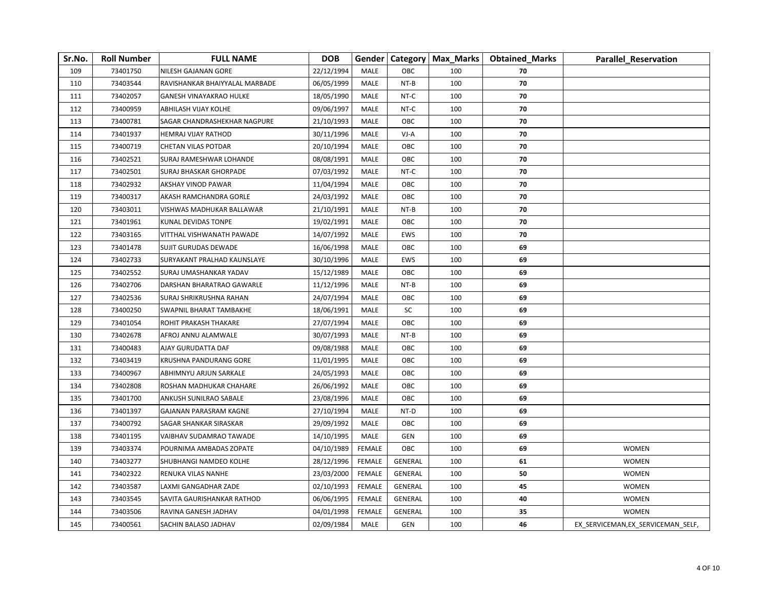| Sr.No. | Roll Number | FULL NAME | DOB | Gender | Category | Max_Marks | Obtained_Marks | Parallel_Reservation |
|---|---|---|---|---|---|---|---|---|
| 109 | 73401750 | NILESH GAJANAN GORE | 22/12/1994 | MALE | OBC | 100 | **70** | |
| 110 | 73403544 | RAVISHANKAR BHAIYYALAL MARBADE | 06/05/1999 | MALE | NT-B | 100 | **70** | |
| 111 | 73402057 | GANESH VINAYAKRAO HULKE | 18/05/1990 | MALE | NT-C | 100 | **70** | |
| 112 | 73400959 | ABHILASH VIJAY KOLHE | 09/06/1997 | MALE | NT-C | 100 | **70** | |
| 113 | 73400781 | SAGAR CHANDRASHEKHAR NAGPURE | 21/10/1993 | MALE | OBC | 100 | **70** | |
| 114 | 73401937 | HEMRAJ VIJAY RATHOD | 30/11/1996 | MALE | VJ-A | 100 | **70** | |
| 115 | 73400719 | CHETAN VILAS POTDAR | 20/10/1994 | MALE | OBC | 100 | **70** | |
| 116 | 73402521 | SURAJ RAMESHWAR LOHANDE | 08/08/1991 | MALE | OBC | 100 | **70** | |
| 117 | 73402501 | SURAJ BHASKAR GHORPADE | 07/03/1992 | MALE | NT-C | 100 | **70** | |
| 118 | 73402932 | AKSHAY VINOD PAWAR | 11/04/1994 | MALE | OBC | 100 | **70** | |
| 119 | 73400317 | AKASH RAMCHANDRA GORLE | 24/03/1992 | MALE | OBC | 100 | **70** | |
| 120 | 73403011 | VISHWAS MADHUKAR BALLAWAR | 21/10/1991 | MALE | NT-B | 100 | **70** | |
| 121 | 73401961 | KUNAL DEVIDAS TONPE | 19/02/1991 | MALE | OBC | 100 | **70** | |
| 122 | 73403165 | VITTHAL VISHWANATH PAWADE | 14/07/1992 | MALE | EWS | 100 | **70** | |
| 123 | 73401478 | SUJIT GURUDAS DEWADE | 16/06/1998 | MALE | OBC | 100 | **69** | |
| 124 | 73402733 | SURYAKANT PRALHAD KAUNSLAYE | 30/10/1996 | MALE | EWS | 100 | **69** | |
| 125 | 73402552 | SURAJ UMASHANKAR YADAV | 15/12/1989 | MALE | OBC | 100 | **69** | |
| 126 | 73402706 | DARSHAN BHARATRAO GAWARLE | 11/12/1996 | MALE | NT-B | 100 | **69** | |
| 127 | 73402536 | SURAJ SHRIKRUSHNA RAHAN | 24/07/1994 | MALE | OBC | 100 | **69** | |
| 128 | 73400250 | SWAPNIL BHARAT TAMBAKHE | 18/06/1991 | MALE | SC | 100 | **69** | |
| 129 | 73401054 | ROHIT PRAKASH THAKARE | 27/07/1994 | MALE | OBC | 100 | **69** | |
| 130 | 73402678 | AFROJ ANNU ALAMWALE | 30/07/1993 | MALE | NT-B | 100 | **69** | |
| 131 | 73400483 | AJAY GURUDATTA DAF | 09/08/1988 | MALE | OBC | 100 | **69** | |
| 132 | 73403419 | KRUSHNA PANDURANG GORE | 11/01/1995 | MALE | OBC | 100 | **69** | |
| 133 | 73400967 | ABHIMNYU ARJUN SARKALE | 24/05/1993 | MALE | OBC | 100 | **69** | |
| 134 | 73402808 | ROSHAN MADHUKAR CHAHARE | 26/06/1992 | MALE | OBC | 100 | **69** | |
| 135 | 73401700 | ANKUSH SUNILRAO SABALE | 23/08/1996 | MALE | OBC | 100 | **69** | |
| 136 | 73401397 | GAJANAN PARASRAM KAGNE | 27/10/1994 | MALE | NT-D | 100 | **69** | |
| 137 | 73400792 | SAGAR SHANKAR SIRASKAR | 29/09/1992 | MALE | OBC | 100 | **69** | |
| 138 | 73401195 | VAIBHAV SUDAMRAO TAWADE | 14/10/1995 | MALE | GEN | 100 | **69** | |
| 139 | 73403374 | POURNIMA AMBADAS ZOPATE | 04/10/1989 | FEMALE | OBC | 100 | **69** | WOMEN |
| 140 | 73403277 | SHUBHANGI NAMDEO KOLHE | 28/12/1996 | FEMALE | GENERAL | 100 | **61** | WOMEN |
| 141 | 73402322 | RENUKA VILAS NANHE | 23/03/2000 | FEMALE | GENERAL | 100 | **50** | WOMEN |
| 142 | 73403587 | LAXMI GANGADHAR ZADE | 02/10/1993 | FEMALE | GENERAL | 100 | **45** | WOMEN |
| 143 | 73403545 | SAVITA GAURISHANKAR RATHOD | 06/06/1995 | FEMALE | GENERAL | 100 | **40** | WOMEN |
| 144 | 73403506 | RAVINA GANESH JADHAV | 04/01/1998 | FEMALE | GENERAL | 100 | **35** | WOMEN |
| 145 | 73400561 | SACHIN BALASO JADHAV | 02/09/1984 | MALE | GEN | 100 | **46** | EX_SERVICEMAN,EX_SERVICEMAN_SELF, |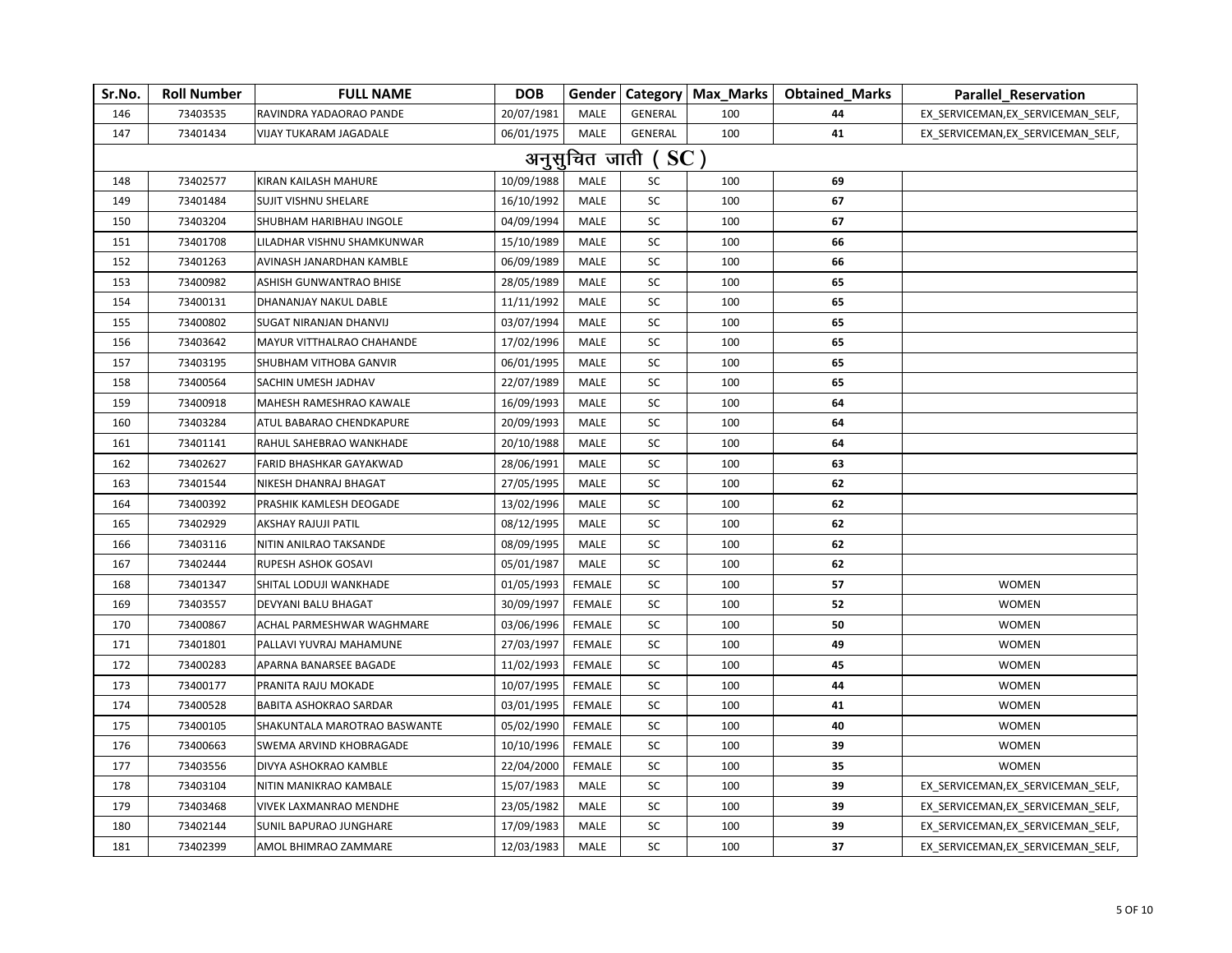| Sr.No. | Roll Number | FULL NAME | DOB | Gender | Category | Max_Marks | Obtained_Marks | Parallel_Reservation |
|---|---|---|---|---|---|---|---|---|
| 146 | 73403535 | RAVINDRA YADAORAO PANDE | 20/07/1981 | MALE | GENERAL | 100 | 44 | EX_SERVICEMAN,EX_SERVICEMAN_SELF, |
| 147 | 73401434 | VIJAY TUKARAM JAGADALE | 06/01/1975 | MALE | GENERAL | 100 | 41 | EX_SERVICEMAN,EX_SERVICEMAN_SELF, |
| **अनुसुचित जाती ( SC )** | | | | | | | | |
| 148 | 73402577 | KIRAN KAILASH MAHURE | 10/09/1988 | MALE | SC | 100 | 69 | |
| 149 | 73401484 | SUJIT VISHNU SHELARE | 16/10/1992 | MALE | SC | 100 | 67 | |
| 150 | 73403204 | SHUBHAM HARIBHAU INGOLE | 04/09/1994 | MALE | SC | 100 | 67 | |
| 151 | 73401708 | LILADHAR VISHNU SHAMKUNWAR | 15/10/1989 | MALE | SC | 100 | 66 | |
| 152 | 73401263 | AVINASH JANARDHAN KAMBLE | 06/09/1989 | MALE | SC | 100 | 66 | |
| 153 | 73400982 | ASHISH GUNWANTRAO BHISE | 28/05/1989 | MALE | SC | 100 | 65 | |
| 154 | 73400131 | DHANANJAY NAKUL DABLE | 11/11/1992 | MALE | SC | 100 | 65 | |
| 155 | 73400802 | SUGAT NIRANJAN DHANVIJ | 03/07/1994 | MALE | SC | 100 | 65 | |
| 156 | 73403642 | MAYUR VITTHALRAO CHAHANDE | 17/02/1996 | MALE | SC | 100 | 65 | |
| 157 | 73403195 | SHUBHAM VITHOBA GANVIR | 06/01/1995 | MALE | SC | 100 | 65 | |
| 158 | 73400564 | SACHIN UMESH JADHAV | 22/07/1989 | MALE | SC | 100 | 65 | |
| 159 | 73400918 | MAHESH RAMESHRAO KAWALE | 16/09/1993 | MALE | SC | 100 | 64 | |
| 160 | 73403284 | ATUL BABARAO CHENDKAPURE | 20/09/1993 | MALE | SC | 100 | 64 | |
| 161 | 73401141 | RAHUL SAHEBRAO WANKHADE | 20/10/1988 | MALE | SC | 100 | 64 | |
| 162 | 73402627 | FARID BHASHKAR GAYAKWAD | 28/06/1991 | MALE | SC | 100 | 63 | |
| 163 | 73401544 | NIKESH DHANRAJ BHAGAT | 27/05/1995 | MALE | SC | 100 | 62 | |
| 164 | 73400392 | PRASHIK KAMLESH DEOGADE | 13/02/1996 | MALE | SC | 100 | 62 | |
| 165 | 73402929 | AKSHAY RAJUJI PATIL | 08/12/1995 | MALE | SC | 100 | 62 | |
| 166 | 73403116 | NITIN ANILRAO TAKSANDE | 08/09/1995 | MALE | SC | 100 | 62 | |
| 167 | 73402444 | RUPESH ASHOK GOSAVI | 05/01/1987 | MALE | SC | 100 | 62 | |
| 168 | 73401347 | SHITAL LODUJI WANKHADE | 01/05/1993 | FEMALE | SC | 100 | 57 | WOMEN |
| 169 | 73403557 | DEVYANI BALU BHAGAT | 30/09/1997 | FEMALE | SC | 100 | 52 | WOMEN |
| 170 | 73400867 | ACHAL PARMESHWAR WAGHMARE | 03/06/1996 | FEMALE | SC | 100 | 50 | WOMEN |
| 171 | 73401801 | PALLAVI YUVRAJ MAHAMUNE | 27/03/1997 | FEMALE | SC | 100 | 49 | WOMEN |
| 172 | 73400283 | APARNA BANARSEE BAGADE | 11/02/1993 | FEMALE | SC | 100 | 45 | WOMEN |
| 173 | 73400177 | PRANITA RAJU MOKADE | 10/07/1995 | FEMALE | SC | 100 | 44 | WOMEN |
| 174 | 73400528 | BABITA ASHOKRAO SARDAR | 03/01/1995 | FEMALE | SC | 100 | 41 | WOMEN |
| 175 | 73400105 | SHAKUNTALA MAROTRAO BASWANTE | 05/02/1990 | FEMALE | SC | 100 | 40 | WOMEN |
| 176 | 73400663 | SWEMA ARVIND KHOBRAGADE | 10/10/1996 | FEMALE | SC | 100 | 39 | WOMEN |
| 177 | 73403556 | DIVYA ASHOKRAO KAMBLE | 22/04/2000 | FEMALE | SC | 100 | 35 | WOMEN |
| 178 | 73403104 | NITIN MANIKRAO KAMBALE | 15/07/1983 | MALE | SC | 100 | 39 | EX_SERVICEMAN,EX_SERVICEMAN_SELF, |
| 179 | 73403468 | VIVEK LAXMANRAO MENDHE | 23/05/1982 | MALE | SC | 100 | 39 | EX_SERVICEMAN,EX_SERVICEMAN_SELF, |
| 180 | 73402144 | SUNIL BAPURAO JUNGHARE | 17/09/1983 | MALE | SC | 100 | 39 | EX_SERVICEMAN,EX_SERVICEMAN_SELF, |
| 181 | 73402399 | AMOL BHIMRAO ZAMMARE | 12/03/1983 | MALE | SC | 100 | 37 | EX_SERVICEMAN,EX_SERVICEMAN_SELF, |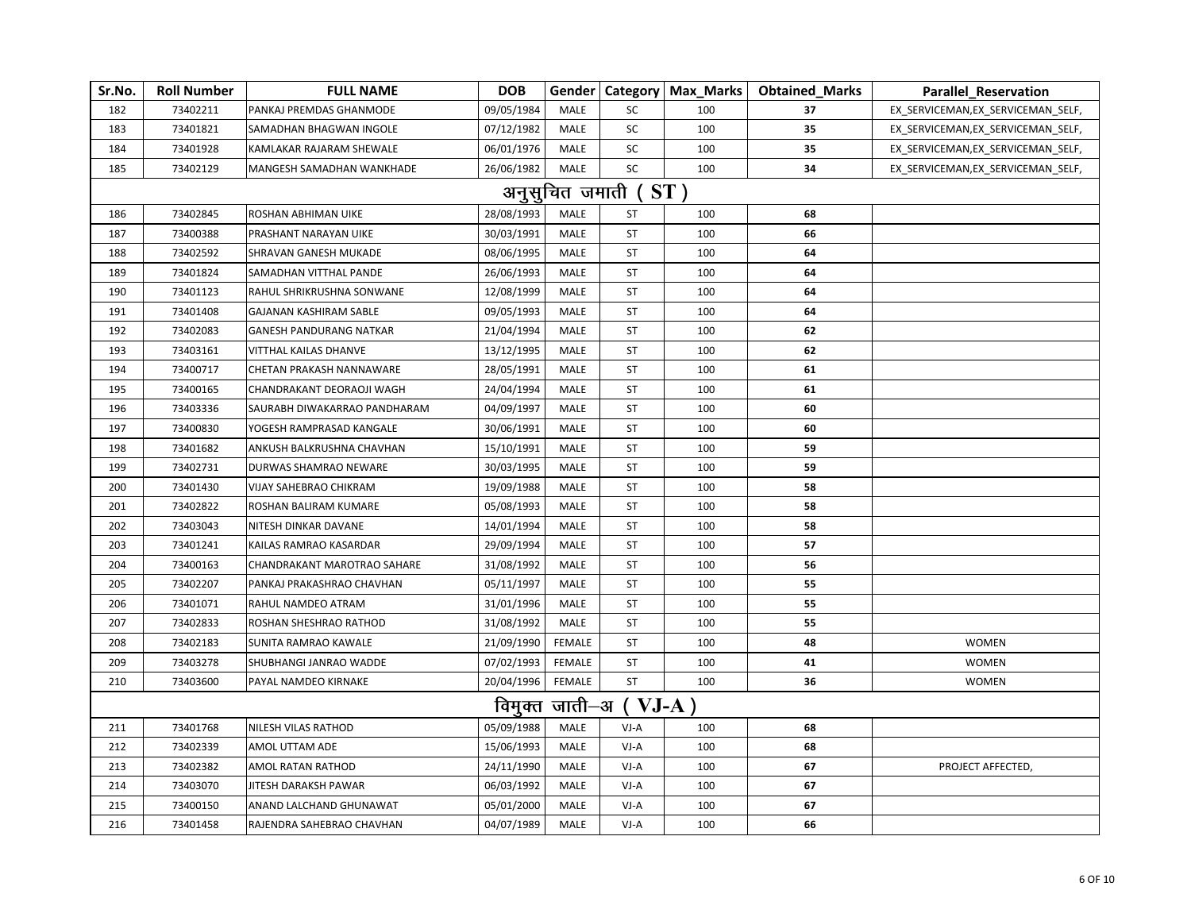| Sr.No. | Roll Number | FULL NAME | DOB | Gender | Category | Max_Marks | Obtained_Marks | Parallel_Reservation |
|---|---|---|---|---|---|---|---|---|
| 182 | 73402211 | PANKAJ PREMDAS GHANMODE | 09/05/1984 | MALE | SC | 100 | 37 | EX_SERVICEMAN,EX_SERVICEMAN_SELF, |
| 183 | 73401821 | SAMADHAN BHAGWAN INGOLE | 07/12/1982 | MALE | SC | 100 | 35 | EX_SERVICEMAN,EX_SERVICEMAN_SELF, |
| 184 | 73401928 | KAMLAKAR RAJARAM SHEWALE | 06/01/1976 | MALE | SC | 100 | 35 | EX_SERVICEMAN,EX_SERVICEMAN_SELF, |
| 185 | 73402129 | MANGESH SAMADHAN WANKHADE | 26/06/1982 | MALE | SC | 100 | 34 | EX_SERVICEMAN,EX_SERVICEMAN_SELF, |
| **अनुसुचित जमाती ( ST )** | | | | | | | | |
| 186 | 73402845 | ROSHAN ABHIMAN UIKE | 28/08/1993 | MALE | ST | 100 | 68 | |
| 187 | 73400388 | PRASHANT NARAYAN UIKE | 30/03/1991 | MALE | ST | 100 | 66 | |
| 188 | 73402592 | SHRAVAN GANESH MUKADE | 08/06/1995 | MALE | ST | 100 | 64 | |
| 189 | 73401824 | SAMADHAN VITTHAL PANDE | 26/06/1993 | MALE | ST | 100 | 64 | |
| 190 | 73401123 | RAHUL SHRIKRUSHNA SONWANE | 12/08/1999 | MALE | ST | 100 | 64 | |
| 191 | 73401408 | GAJANAN KASHIRAM SABLE | 09/05/1993 | MALE | ST | 100 | 64 | |
| 192 | 73402083 | GANESH PANDURANG NATKAR | 21/04/1994 | MALE | ST | 100 | 62 | |
| 193 | 73403161 | VITTHAL KAILAS DHANVE | 13/12/1995 | MALE | ST | 100 | 62 | |
| 194 | 73400717 | CHETAN PRAKASH NANNAWARE | 28/05/1991 | MALE | ST | 100 | 61 | |
| 195 | 73400165 | CHANDRAKANT DEORAOJI WAGH | 24/04/1994 | MALE | ST | 100 | 61 | |
| 196 | 73403336 | SAURABH DIWAKARRAO PANDHARAM | 04/09/1997 | MALE | ST | 100 | 60 | |
| 197 | 73400830 | YOGESH RAMPRASAD KANGALE | 30/06/1991 | MALE | ST | 100 | 60 | |
| 198 | 73401682 | ANKUSH BALKRUSHNA CHAVHAN | 15/10/1991 | MALE | ST | 100 | 59 | |
| 199 | 73402731 | DURWAS SHAMRAO NEWARE | 30/03/1995 | MALE | ST | 100 | 59 | |
| 200 | 73401430 | VIJAY SAHEBRAO CHIKRAM | 19/09/1988 | MALE | ST | 100 | 58 | |
| 201 | 73402822 | ROSHAN BALIRAM KUMARE | 05/08/1993 | MALE | ST | 100 | 58 | |
| 202 | 73403043 | NITESH DINKAR DAVANE | 14/01/1994 | MALE | ST | 100 | 58 | |
| 203 | 73401241 | KAILAS RAMRAO KASARDAR | 29/09/1994 | MALE | ST | 100 | 57 | |
| 204 | 73400163 | CHANDRAKANT MAROTRAO SAHARE | 31/08/1992 | MALE | ST | 100 | 56 | |
| 205 | 73402207 | PANKAJ PRAKASHRAO CHAVHAN | 05/11/1997 | MALE | ST | 100 | 55 | |
| 206 | 73401071 | RAHUL NAMDEO ATRAM | 31/01/1996 | MALE | ST | 100 | 55 | |
| 207 | 73402833 | ROSHAN SHESHRAO RATHOD | 31/08/1992 | MALE | ST | 100 | 55 | |
| 208 | 73402183 | SUNITA RAMRAO KAWALE | 21/09/1990 | FEMALE | ST | 100 | 48 | WOMEN |
| 209 | 73403278 | SHUBHANGI JANRAO WADDE | 07/02/1993 | FEMALE | ST | 100 | 41 | WOMEN |
| 210 | 73403600 | PAYAL NAMDEO KIRNAKE | 20/04/1996 | FEMALE | ST | 100 | 36 | WOMEN |
| **विमुक्त जाती–अ ( VJ-A )** | | | | | | | | |
| 211 | 73401768 | NILESH VILAS RATHOD | 05/09/1988 | MALE | VJ-A | 100 | 68 | |
| 212 | 73402339 | AMOL UTTAM ADE | 15/06/1993 | MALE | VJ-A | 100 | 68 | |
| 213 | 73402382 | AMOL RATAN RATHOD | 24/11/1990 | MALE | VJ-A | 100 | 67 | PROJECT AFFECTED, |
| 214 | 73403070 | JITESH DARAKSH PAWAR | 06/03/1992 | MALE | VJ-A | 100 | 67 | |
| 215 | 73400150 | ANAND LALCHAND GHUNAWAT | 05/01/2000 | MALE | VJ-A | 100 | 67 | |
| 216 | 73401458 | RAJENDRA SAHEBRAO CHAVHAN | 04/07/1989 | MALE | VJ-A | 100 | 66 | |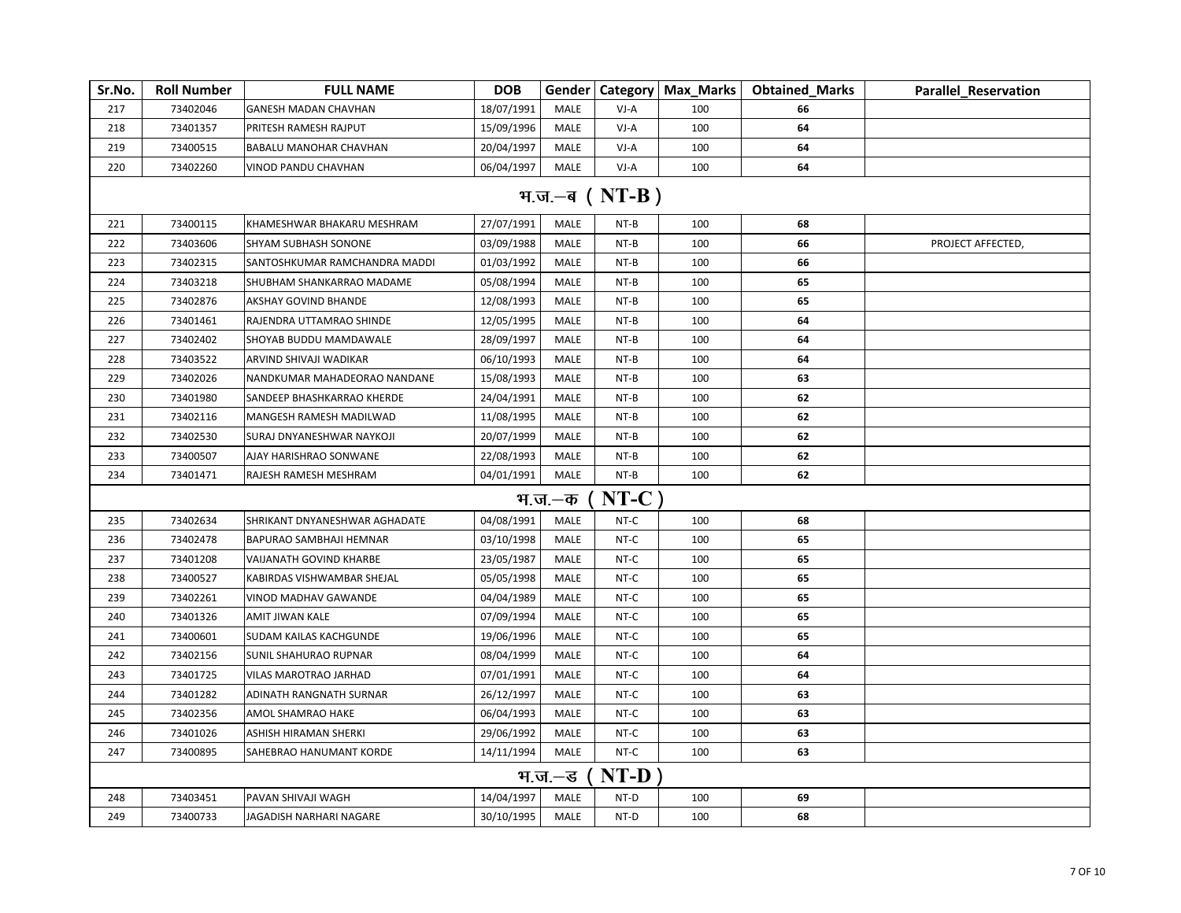| Sr.No. | Roll Number | FULL NAME | DOB | Gender | Category | Max_Marks | Obtained_Marks | Parallel_Reservation |
|---|---|---|---|---|---|---|---|---|
| 217 | 73402046 | GANESH MADAN CHAVHAN | 18/07/1991 | MALE | VJ-A | 100 | **66** | |
| 218 | 73401357 | PRITESH RAMESH RAJPUT | 15/09/1996 | MALE | VJ-A | 100 | **64** | |
| 219 | 73400515 | BABALU MANOHAR CHAVHAN | 20/04/1997 | MALE | VJ-A | 100 | **64** | |
| 220 | 73402260 | VINOD PANDU CHAVHAN | 06/04/1997 | MALE | VJ-A | 100 | **64** | |
| **भ.ज.–ब ( NT-B )** | | | | | | | | |
| 221 | 73400115 | KHAMESHWAR BHAKARU MESHRAM | 27/07/1991 | MALE | NT-B | 100 | **68** | |
| 222 | 73403606 | SHYAM SUBHASH SONONE | 03/09/1988 | MALE | NT-B | 100 | **66** | PROJECT AFFECTED, |
| 223 | 73402315 | SANTOSHKUMAR RAMCHANDRA MADDI | 01/03/1992 | MALE | NT-B | 100 | **66** | |
| 224 | 73403218 | SHUBHAM SHANKARRAO MADAME | 05/08/1994 | MALE | NT-B | 100 | **65** | |
| 225 | 73402876 | AKSHAY GOVIND BHANDE | 12/08/1993 | MALE | NT-B | 100 | **65** | |
| 226 | 73401461 | RAJENDRA UTTAMRAO SHINDE | 12/05/1995 | MALE | NT-B | 100 | **64** | |
| 227 | 73402402 | SHOYAB BUDDU MAMDAWALE | 28/09/1997 | MALE | NT-B | 100 | **64** | |
| 228 | 73403522 | ARVIND SHIVAJI WADIKAR | 06/10/1993 | MALE | NT-B | 100 | **64** | |
| 229 | 73402026 | NANDKUMAR MAHADEORAO NANDANE | 15/08/1993 | MALE | NT-B | 100 | **63** | |
| 230 | 73401980 | SANDEEP BHASHKARRAO KHERDE | 24/04/1991 | MALE | NT-B | 100 | **62** | |
| 231 | 73402116 | MANGESH RAMESH MADILWAD | 11/08/1995 | MALE | NT-B | 100 | **62** | |
| 232 | 73402530 | SURAJ DNYANESHWAR NAYKOJI | 20/07/1999 | MALE | NT-B | 100 | **62** | |
| 233 | 73400507 | AJAY HARISHRAO SONWANE | 22/08/1993 | MALE | NT-B | 100 | **62** | |
| 234 | 73401471 | RAJESH RAMESH MESHRAM | 04/01/1991 | MALE | NT-B | 100 | **62** | |
| **भ.ज.–क ( NT-C )** | | | | | | | | |
| 235 | 73402634 | SHRIKANT DNYANESHWAR AGHADATE | 04/08/1991 | MALE | NT-C | 100 | **68** | |
| 236 | 73402478 | BAPURAO SAMBHAJI HEMNAR | 03/10/1998 | MALE | NT-C | 100 | **65** | |
| 237 | 73401208 | VAIJANATH GOVIND KHARBE | 23/05/1987 | MALE | NT-C | 100 | **65** | |
| 238 | 73400527 | KABIRDAS VISHWAMBAR SHEJAL | 05/05/1998 | MALE | NT-C | 100 | **65** | |
| 239 | 73402261 | VINOD MADHAV GAWANDE | 04/04/1989 | MALE | NT-C | 100 | **65** | |
| 240 | 73401326 | AMIT JIWAN KALE | 07/09/1994 | MALE | NT-C | 100 | **65** | |
| 241 | 73400601 | SUDAM KAILAS KACHGUNDE | 19/06/1996 | MALE | NT-C | 100 | **65** | |
| 242 | 73402156 | SUNIL SHAHURAO RUPNAR | 08/04/1999 | MALE | NT-C | 100 | **64** | |
| 243 | 73401725 | VILAS MAROTRAO JARHAD | 07/01/1991 | MALE | NT-C | 100 | **64** | |
| 244 | 73401282 | ADINATH RANGNATH SURNAR | 26/12/1997 | MALE | NT-C | 100 | **63** | |
| 245 | 73402356 | AMOL SHAMRAO HAKE | 06/04/1993 | MALE | NT-C | 100 | **63** | |
| 246 | 73401026 | ASHISH HIRAMAN SHERKI | 29/06/1992 | MALE | NT-C | 100 | **63** | |
| 247 | 73400895 | SAHEBRAO HANUMANT KORDE | 14/11/1994 | MALE | NT-C | 100 | **63** | |
| **भ.ज.–ड ( NT-D )** | | | | | | | | |
| 248 | 73403451 | PAVAN SHIVAJI WAGH | 14/04/1997 | MALE | NT-D | 100 | **69** | |
| 249 | 73400733 | JAGADISH NARHARI NAGARE | 30/10/1995 | MALE | NT-D | 100 | **68** | |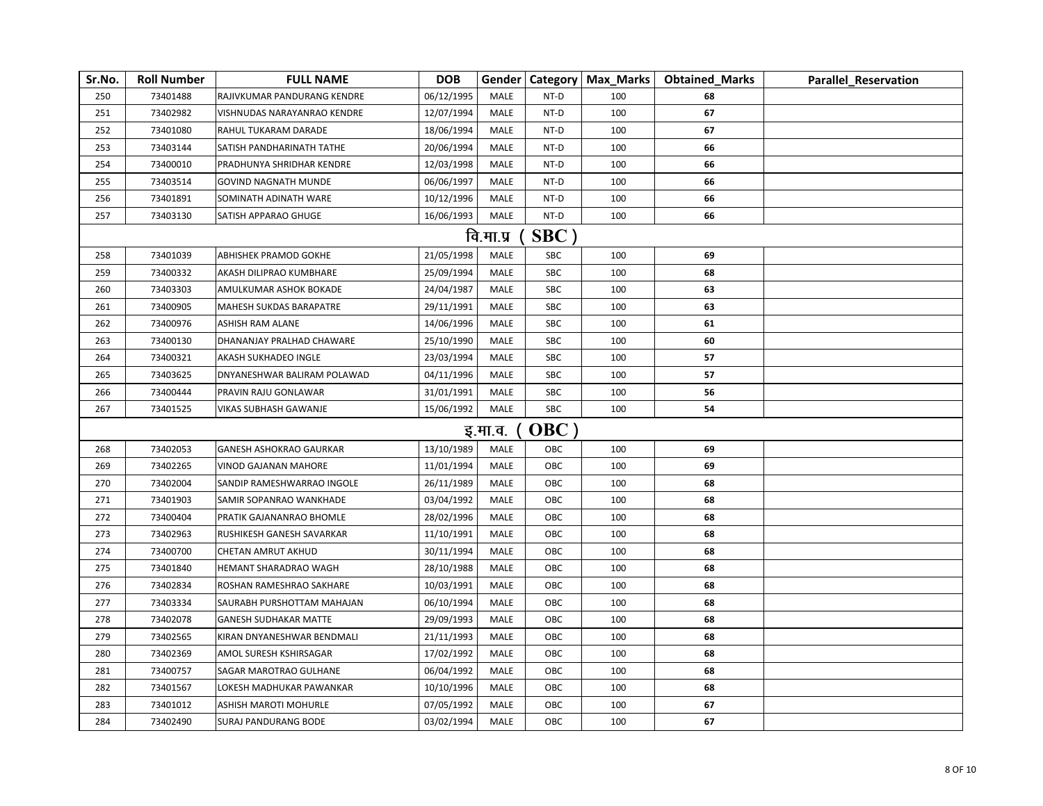| Sr.No. | Roll Number | FULL NAME | DOB | Gender | Category | Max_Marks | Obtained_Marks | Parallel_Reservation |
|---|---|---|---|---|---|---|---|---|
| 250 | 73401488 | RAJIVKUMAR PANDURANG KENDRE | 06/12/1995 | MALE | NT-D | 100 | **68** | |
| 251 | 73402982 | VISHNUDAS NARAYANRAO KENDRE | 12/07/1994 | MALE | NT-D | 100 | **67** | |
| 252 | 73401080 | RAHUL TUKARAM DARADE | 18/06/1994 | MALE | NT-D | 100 | **67** | |
| 253 | 73403144 | SATISH PANDHARINATH TATHE | 20/06/1994 | MALE | NT-D | 100 | **66** | |
| 254 | 73400010 | PRADHUNYA SHRIDHAR KENDRE | 12/03/1998 | MALE | NT-D | 100 | **66** | |
| 255 | 73403514 | GOVIND NAGNATH MUNDE | 06/06/1997 | MALE | NT-D | 100 | **66** | |
| 256 | 73401891 | SOMINATH ADINATH WARE | 10/12/1996 | MALE | NT-D | 100 | **66** | |
| 257 | 73403130 | SATISH APPARAO GHUGE | 16/06/1993 | MALE | NT-D | 100 | **66** | |
| **वि.मा.प्र ( SBC )** | | | | | | | | |
| 258 | 73401039 | ABHISHEK PRAMOD GOKHE | 21/05/1998 | MALE | SBC | 100 | **69** | |
| 259 | 73400332 | AKASH DILIPRAO KUMBHARE | 25/09/1994 | MALE | SBC | 100 | **68** | |
| 260 | 73403303 | AMULKUMAR ASHOK BOKADE | 24/04/1987 | MALE | SBC | 100 | **63** | |
| 261 | 73400905 | MAHESH SUKDAS BARAPATRE | 29/11/1991 | MALE | SBC | 100 | **63** | |
| 262 | 73400976 | ASHISH RAM ALANE | 14/06/1996 | MALE | SBC | 100 | **61** | |
| 263 | 73400130 | DHANANJAY PRALHAD CHAWARE | 25/10/1990 | MALE | SBC | 100 | **60** | |
| 264 | 73400321 | AKASH SUKHADEO INGLE | 23/03/1994 | MALE | SBC | 100 | **57** | |
| 265 | 73403625 | DNYANESHWAR BALIRAM POLAWAD | 04/11/1996 | MALE | SBC | 100 | **57** | |
| 266 | 73400444 | PRAVIN RAJU GONLAWAR | 31/01/1991 | MALE | SBC | 100 | **56** | |
| 267 | 73401525 | VIKAS SUBHASH GAWANJE | 15/06/1992 | MALE | SBC | 100 | **54** | |
| **इ.मा.व. ( OBC )** | | | | | | | | |
| 268 | 73402053 | GANESH ASHOKRAO GAURKAR | 13/10/1989 | MALE | OBC | 100 | **69** | |
| 269 | 73402265 | VINOD GAJANAN MAHORE | 11/01/1994 | MALE | OBC | 100 | **69** | |
| 270 | 73402004 | SANDIP RAMESHWARRAO INGOLE | 26/11/1989 | MALE | OBC | 100 | **68** | |
| 271 | 73401903 | SAMIR SOPANRAO WANKHADE | 03/04/1992 | MALE | OBC | 100 | **68** | |
| 272 | 73400404 | PRATIK GAJANANRAO BHOMLE | 28/02/1996 | MALE | OBC | 100 | **68** | |
| 273 | 73402963 | RUSHIKESH GANESH SAVARKAR | 11/10/1991 | MALE | OBC | 100 | **68** | |
| 274 | 73400700 | CHETAN AMRUT AKHUD | 30/11/1994 | MALE | OBC | 100 | **68** | |
| 275 | 73401840 | HEMANT SHARADRAO WAGH | 28/10/1988 | MALE | OBC | 100 | **68** | |
| 276 | 73402834 | ROSHAN RAMESHRAO SAKHARE | 10/03/1991 | MALE | OBC | 100 | **68** | |
| 277 | 73403334 | SAURABH PURSHOTTAM MAHAJAN | 06/10/1994 | MALE | OBC | 100 | **68** | |
| 278 | 73402078 | GANESH SUDHAKAR MATTE | 29/09/1993 | MALE | OBC | 100 | **68** | |
| 279 | 73402565 | KIRAN DNYANESHWAR BENDMALI | 21/11/1993 | MALE | OBC | 100 | **68** | |
| 280 | 73402369 | AMOL SURESH KSHIRSAGAR | 17/02/1992 | MALE | OBC | 100 | **68** | |
| 281 | 73400757 | SAGAR MAROTRAO GULHANE | 06/04/1992 | MALE | OBC | 100 | **68** | |
| 282 | 73401567 | LOKESH MADHUKAR PAWANKAR | 10/10/1996 | MALE | OBC | 100 | **68** | |
| 283 | 73401012 | ASHISH MAROTI MOHURLE | 07/05/1992 | MALE | OBC | 100 | **67** | |
| 284 | 73402490 | SURAJ PANDURANG BODE | 03/02/1994 | MALE | OBC | 100 | **67** | |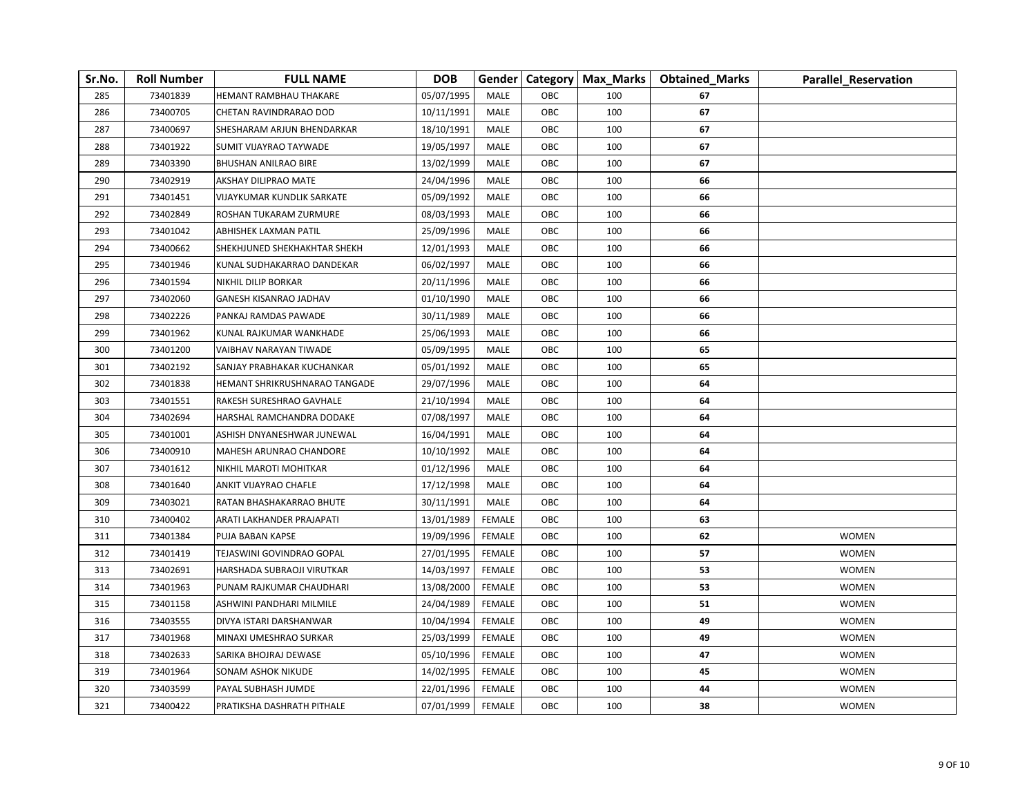| Sr.No. | Roll Number | FULL NAME | DOB | Gender | Category | Max_Marks | Obtained_Marks | Parallel_Reservation |
|---|---|---|---|---|---|---|---|---|
| 285 | 73401839 | HEMANT RAMBHAU THAKARE | 05/07/1995 | MALE | OBC | 100 | **67** | |
| 286 | 73400705 | CHETAN RAVINDRARAO DOD | 10/11/1991 | MALE | OBC | 100 | **67** | |
| 287 | 73400697 | SHESHARAM ARJUN BHENDARKAR | 18/10/1991 | MALE | OBC | 100 | **67** | |
| 288 | 73401922 | SUMIT VIJAYRAO TAYWADE | 19/05/1997 | MALE | OBC | 100 | **67** | |
| 289 | 73403390 | BHUSHAN ANILRAO BIRE | 13/02/1999 | MALE | OBC | 100 | **67** | |
| 290 | 73402919 | AKSHAY DILIPRAO MATE | 24/04/1996 | MALE | OBC | 100 | **66** | |
| 291 | 73401451 | VIJAYKUMAR KUNDLIK SARKATE | 05/09/1992 | MALE | OBC | 100 | **66** | |
| 292 | 73402849 | ROSHAN TUKARAM ZURMURE | 08/03/1993 | MALE | OBC | 100 | **66** | |
| 293 | 73401042 | ABHISHEK LAXMAN PATIL | 25/09/1996 | MALE | OBC | 100 | **66** | |
| 294 | 73400662 | SHEKHJUNED SHEKHAKHTAR SHEKH | 12/01/1993 | MALE | OBC | 100 | **66** | |
| 295 | 73401946 | KUNAL SUDHAKARRAO DANDEKAR | 06/02/1997 | MALE | OBC | 100 | **66** | |
| 296 | 73401594 | NIKHIL DILIP BORKAR | 20/11/1996 | MALE | OBC | 100 | **66** | |
| 297 | 73402060 | GANESH KISANRAO JADHAV | 01/10/1990 | MALE | OBC | 100 | **66** | |
| 298 | 73402226 | PANKAJ RAMDAS PAWADE | 30/11/1989 | MALE | OBC | 100 | **66** | |
| 299 | 73401962 | KUNAL RAJKUMAR WANKHADE | 25/06/1993 | MALE | OBC | 100 | **66** | |
| 300 | 73401200 | VAIBHAV NARAYAN TIWADE | 05/09/1995 | MALE | OBC | 100 | **65** | |
| 301 | 73402192 | SANJAY PRABHAKAR KUCHANKAR | 05/01/1992 | MALE | OBC | 100 | **65** | |
| 302 | 73401838 | HEMANT SHRIKRUSHNARAO TANGADE | 29/07/1996 | MALE | OBC | 100 | **64** | |
| 303 | 73401551 | RAKESH SURESHRAO GAVHALE | 21/10/1994 | MALE | OBC | 100 | **64** | |
| 304 | 73402694 | HARSHAL RAMCHANDRA DODAKE | 07/08/1997 | MALE | OBC | 100 | **64** | |
| 305 | 73401001 | ASHISH DNYANESHWAR JUNEWAL | 16/04/1991 | MALE | OBC | 100 | **64** | |
| 306 | 73400910 | MAHESH ARUNRAO CHANDORE | 10/10/1992 | MALE | OBC | 100 | **64** | |
| 307 | 73401612 | NIKHIL MAROTI MOHITKAR | 01/12/1996 | MALE | OBC | 100 | **64** | |
| 308 | 73401640 | ANKIT VIJAYRAO CHAFLE | 17/12/1998 | MALE | OBC | 100 | **64** | |
| 309 | 73403021 | RATAN BHASHAKARRAO BHUTE | 30/11/1991 | MALE | OBC | 100 | **64** | |
| 310 | 73400402 | ARATI LAKHANDER PRAJAPATI | 13/01/1989 | FEMALE | OBC | 100 | **63** | |
| 311 | 73401384 | PUJA BABAN KAPSE | 19/09/1996 | FEMALE | OBC | 100 | **62** | WOMEN |
| 312 | 73401419 | TEJASWINI GOVINDRAO GOPAL | 27/01/1995 | FEMALE | OBC | 100 | **57** | WOMEN |
| 313 | 73402691 | HARSHADA SUBRAOJI VIRUTKAR | 14/03/1997 | FEMALE | OBC | 100 | **53** | WOMEN |
| 314 | 73401963 | PUNAM RAJKUMAR CHAUDHARI | 13/08/2000 | FEMALE | OBC | 100 | **53** | WOMEN |
| 315 | 73401158 | ASHWINI PANDHARI MILMILE | 24/04/1989 | FEMALE | OBC | 100 | **51** | WOMEN |
| 316 | 73403555 | DIVYA ISTARI DARSHANWAR | 10/04/1994 | FEMALE | OBC | 100 | **49** | WOMEN |
| 317 | 73401968 | MINAXI UMESHRAO SURKAR | 25/03/1999 | FEMALE | OBC | 100 | **49** | WOMEN |
| 318 | 73402633 | SARIKA BHOJRAJ DEWASE | 05/10/1996 | FEMALE | OBC | 100 | **47** | WOMEN |
| 319 | 73401964 | SONAM ASHOK NIKUDE | 14/02/1995 | FEMALE | OBC | 100 | **45** | WOMEN |
| 320 | 73403599 | PAYAL SUBHASH JUMDE | 22/01/1996 | FEMALE | OBC | 100 | **44** | WOMEN |
| 321 | 73400422 | PRATIKSHA DASHRATH PITHALE | 07/01/1999 | FEMALE | OBC | 100 | **38** | WOMEN |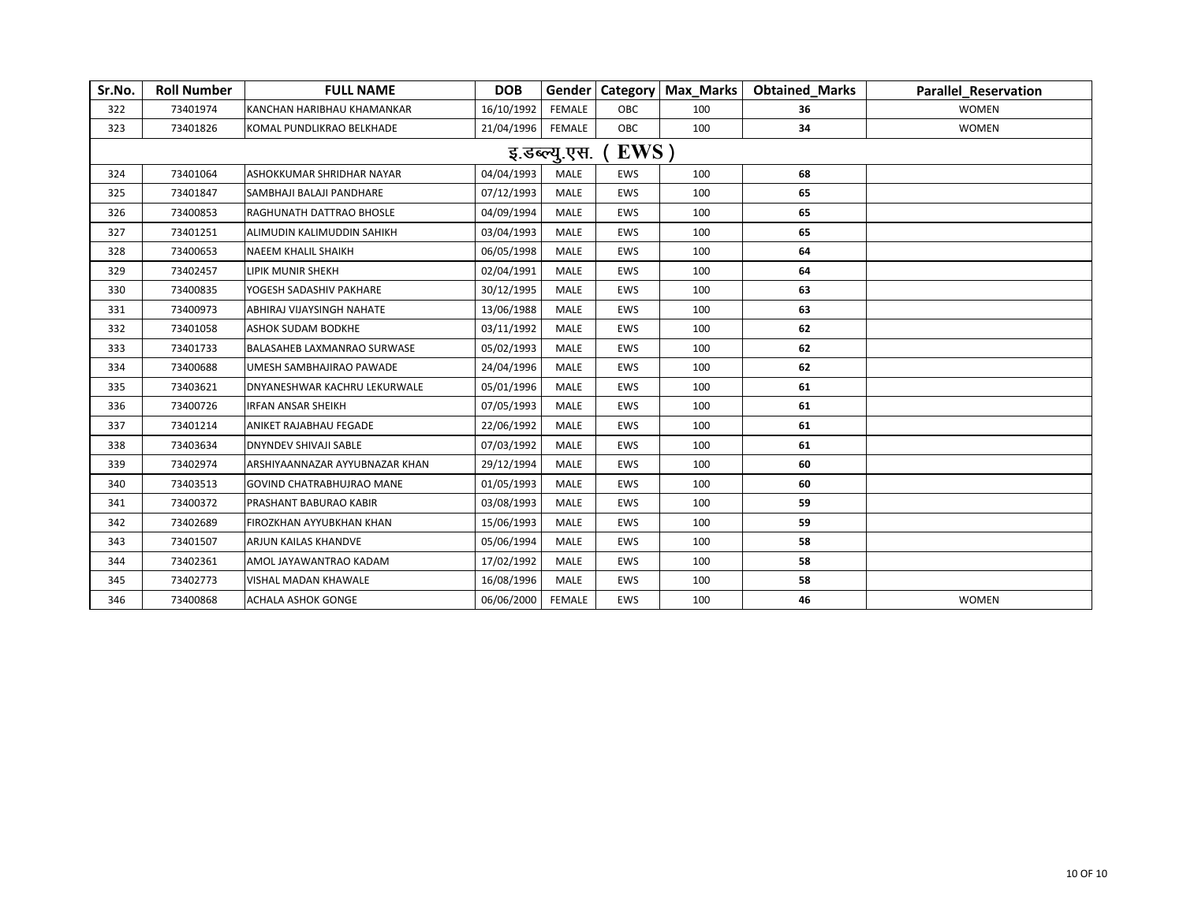| Sr.No. | Roll Number | FULL NAME | DOB | Gender | Category | Max_Marks | Obtained_Marks | Parallel_Reservation |
|---|---|---|---|---|---|---|---|---|
| 322 | 73401974 | KANCHAN HARIBHAU KHAMANKAR | 16/10/1992 | FEMALE | OBC | 100 | **36** | WOMEN |
| 323 | 73401826 | KOMAL PUNDLIKRAO BELKHADE | 21/04/1996 | FEMALE | OBC | 100 | **34** | WOMEN |
| इ.डब्ल्यु.एस. ( **EWS** ) | | | | | | | | |
| 324 | 73401064 | ASHOKKUMAR SHRIDHAR NAYAR | 04/04/1993 | MALE | EWS | 100 | **68** | |
| 325 | 73401847 | SAMBHAJI BALAJI PANDHARE | 07/12/1993 | MALE | EWS | 100 | **65** | |
| 326 | 73400853 | RAGHUNATH DATTRAO BHOSLE | 04/09/1994 | MALE | EWS | 100 | **65** | |
| 327 | 73401251 | ALIMUDIN KALIMUDDIN SAHIKH | 03/04/1993 | MALE | EWS | 100 | **65** | |
| 328 | 73400653 | NAEEM KHALIL SHAIKH | 06/05/1998 | MALE | EWS | 100 | **64** | |
| 329 | 73402457 | LIPIK MUNIR SHEKH | 02/04/1991 | MALE | EWS | 100 | **64** | |
| 330 | 73400835 | YOGESH SADASHIV PAKHARE | 30/12/1995 | MALE | EWS | 100 | **63** | |
| 331 | 73400973 | ABHIRAJ VIJAYSINGH NAHATE | 13/06/1988 | MALE | EWS | 100 | **63** | |
| 332 | 73401058 | ASHOK SUDAM BODKHE | 03/11/1992 | MALE | EWS | 100 | **62** | |
| 333 | 73401733 | BALASAHEB LAXMANRAO SURWASE | 05/02/1993 | MALE | EWS | 100 | **62** | |
| 334 | 73400688 | UMESH SAMBHAJIRAO PAWADE | 24/04/1996 | MALE | EWS | 100 | **62** | |
| 335 | 73403621 | DNYANESHWAR KACHRU LEKURWALE | 05/01/1996 | MALE | EWS | 100 | **61** | |
| 336 | 73400726 | IRFAN ANSAR SHEIKH | 07/05/1993 | MALE | EWS | 100 | **61** | |
| 337 | 73401214 | ANIKET RAJABHAU FEGADE | 22/06/1992 | MALE | EWS | 100 | **61** | |
| 338 | 73403634 | DNYNDEV SHIVAJI SABLE | 07/03/1992 | MALE | EWS | 100 | **61** | |
| 339 | 73402974 | ARSHIYAANNAZAR AYYUBNAZAR KHAN | 29/12/1994 | MALE | EWS | 100 | **60** | |
| 340 | 73403513 | GOVIND CHATRABHUJRAO MANE | 01/05/1993 | MALE | EWS | 100 | **60** | |
| 341 | 73400372 | PRASHANT BABURAO KABIR | 03/08/1993 | MALE | EWS | 100 | **59** | |
| 342 | 73402689 | FIROZKHAN AYYUBKHAN KHAN | 15/06/1993 | MALE | EWS | 100 | **59** | |
| 343 | 73401507 | ARJUN KAILAS KHANDVE | 05/06/1994 | MALE | EWS | 100 | **58** | |
| 344 | 73402361 | AMOL JAYAWANTRAO KADAM | 17/02/1992 | MALE | EWS | 100 | **58** | |
| 345 | 73402773 | VISHAL MADAN KHAWALE | 16/08/1996 | MALE | EWS | 100 | **58** | |
| 346 | 73400868 | ACHALA ASHOK GONGE | 06/06/2000 | FEMALE | EWS | 100 | **46** | WOMEN |